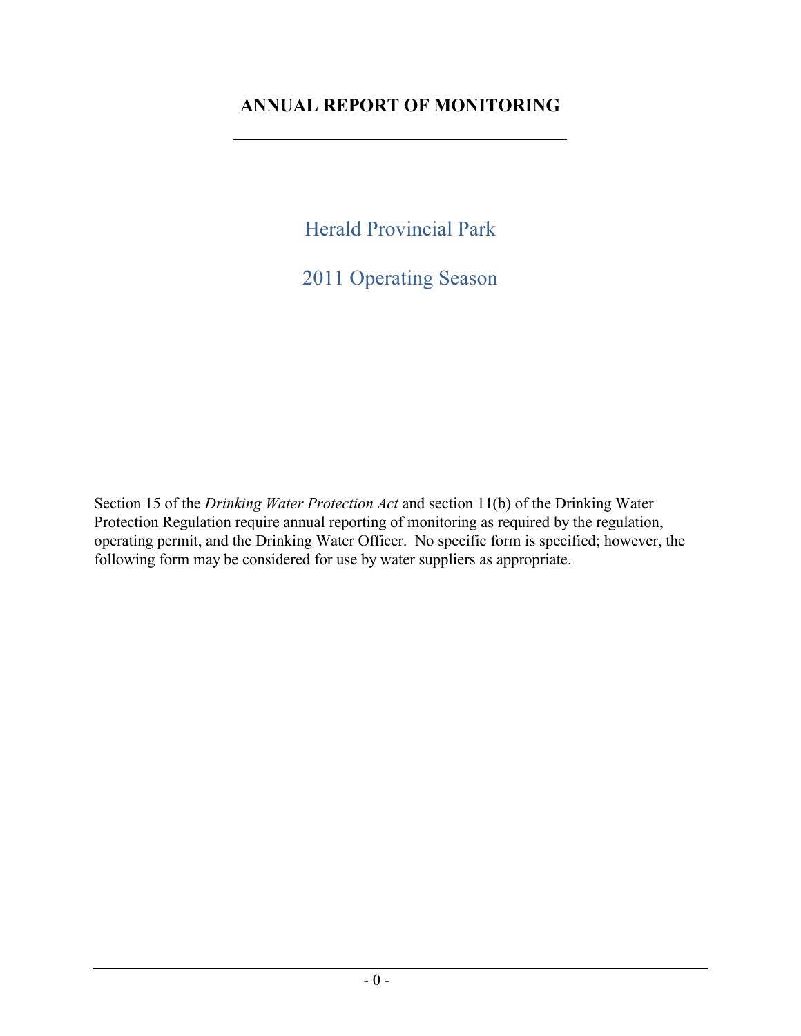# ANNUAL REPORT OF MONITORING

## Herald Provincial Park

## 2011 Operating Season

Section 15 of the *Drinking Water Protection Act* and section 11(b) of the Drinking Water Protection Regulation require annual reporting of monitoring as required by the regulation, operating permit, and the Drinking Water Officer. No specific form is specified; however, the following form may be considered for use by water suppliers as appropriate.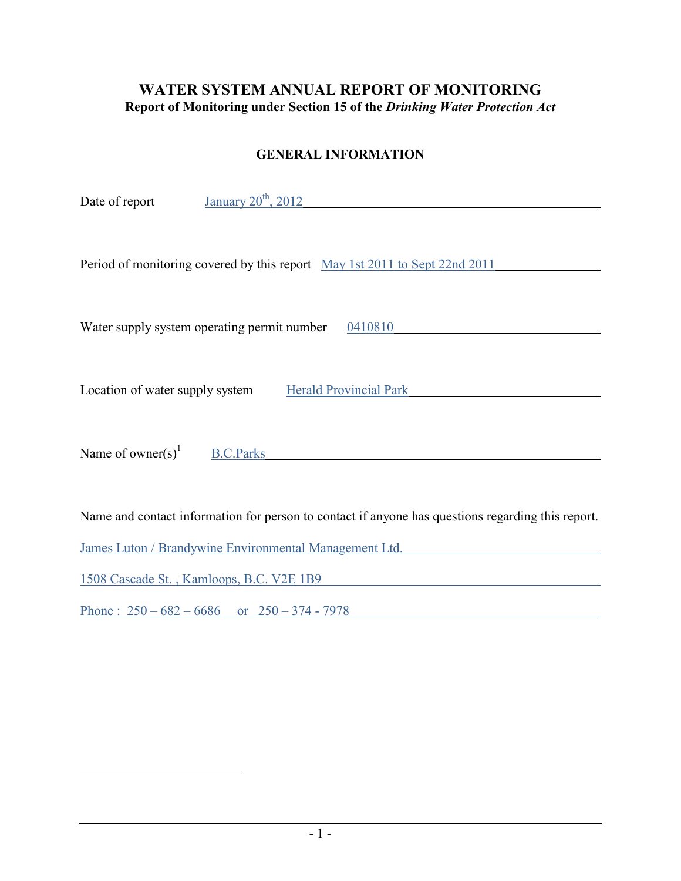# WATER SYSTEM ANNUAL REPORT OF MONITORING

**Report of Monitoring under Section 15 of the *Drinking Water Protection Act***

## GENERAL INFORMATION

Date of report January 20th, 2012

Period of monitoring covered by this report May 1st 2011 to Sept 22nd 2011

Water supply system operating permit number 0410810

Location of water supply system Herald Provincial Park

Name of owner(s)[1] B.C.Parks

Name and contact information for person to contact if anyone has questions regarding this report.

James Luton / Brandywine Environmental Management Ltd.

1508 Cascade St. , Kamloops, B.C. V2E 1B9

Phone : 250 – 682 – 6686 or 250 – 374 - 7978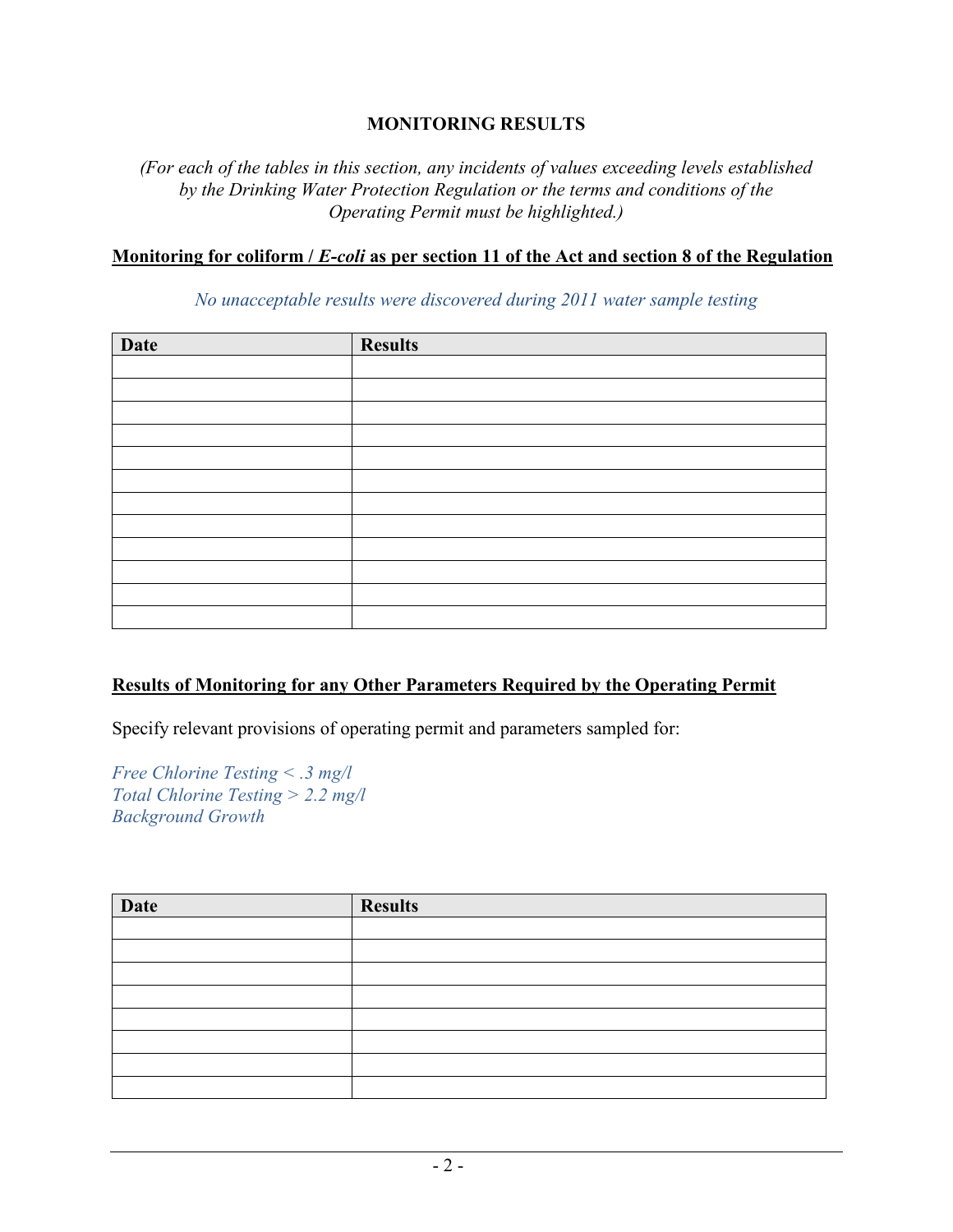**MONITORING RESULTS**

*(For each of the tables in this section, any incidents of values exceeding levels established by the Drinking Water Protection Regulation or the terms and conditions of the Operating Permit must be highlighted.)*

**Monitoring for coliform / *E-coli* as per section 11 of the Act and section 8 of the Regulation**

*No unacceptable results were discovered during 2011 water sample testing*

| Date | Results |
|---|---|
| | |
| | |
| | |
| | |
| | |
| | |
| | |
| | |
| | |
| | |
| | |
| | |

**Results of Monitoring for any Other Parameters Required by the Operating Permit**

Specify relevant provisions of operating permit and parameters sampled for:

*Free Chlorine Testing < .3 mg/l*
*Total Chlorine Testing > 2.2 mg/l*
*Background Growth*

| Date | Results |
|---|---|
| | |
| | |
| | |
| | |
| | |
| | |
| | |
| | |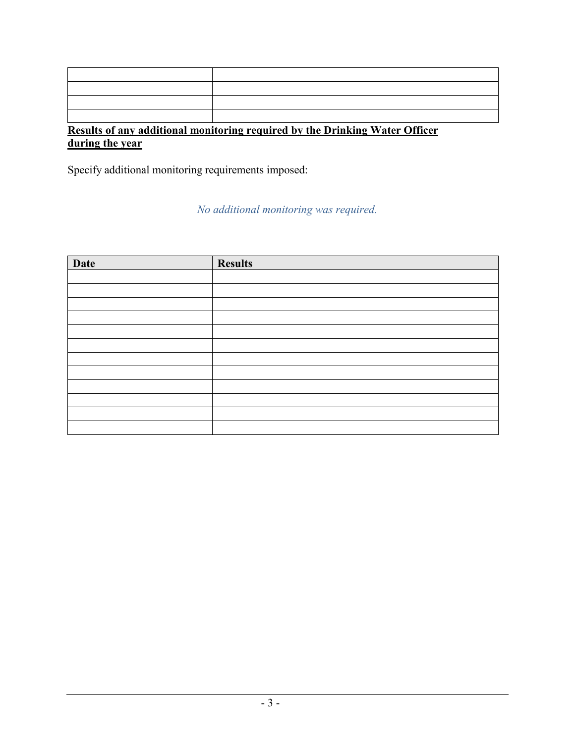| | |
|---|---|
| | |
| | |
| | |
| | |

**Results of any additional monitoring required by the Drinking Water Officer during the year**

Specify additional monitoring requirements imposed:

*No additional monitoring was required.*

| Date | Results |
|---|---|
| | |
| | |
| | |
| | |
| | |
| | |
| | |
| | |
| | |
| | |
| | |
| | |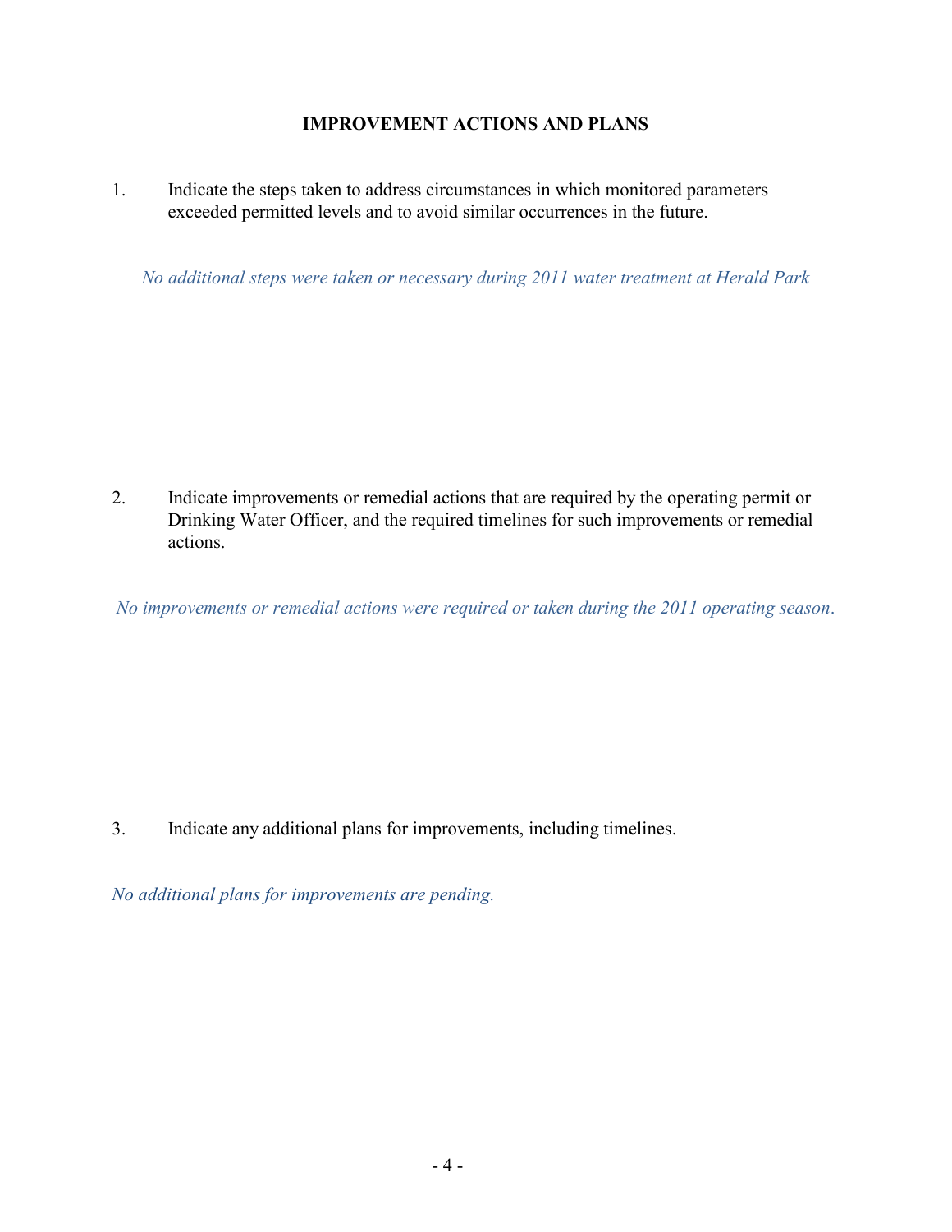## IMPROVEMENT ACTIONS AND PLANS

1. Indicate the steps taken to address circumstances in which monitored parameters exceeded permitted levels and to avoid similar occurrences in the future.

*No additional steps were taken or necessary during 2011 water treatment at Herald Park*

2. Indicate improvements or remedial actions that are required by the operating permit or Drinking Water Officer, and the required timelines for such improvements or remedial actions.

*No improvements or remedial actions were required or taken during the 2011 operating season.*

3. Indicate any additional plans for improvements, including timelines.

*No additional plans for improvements are pending.*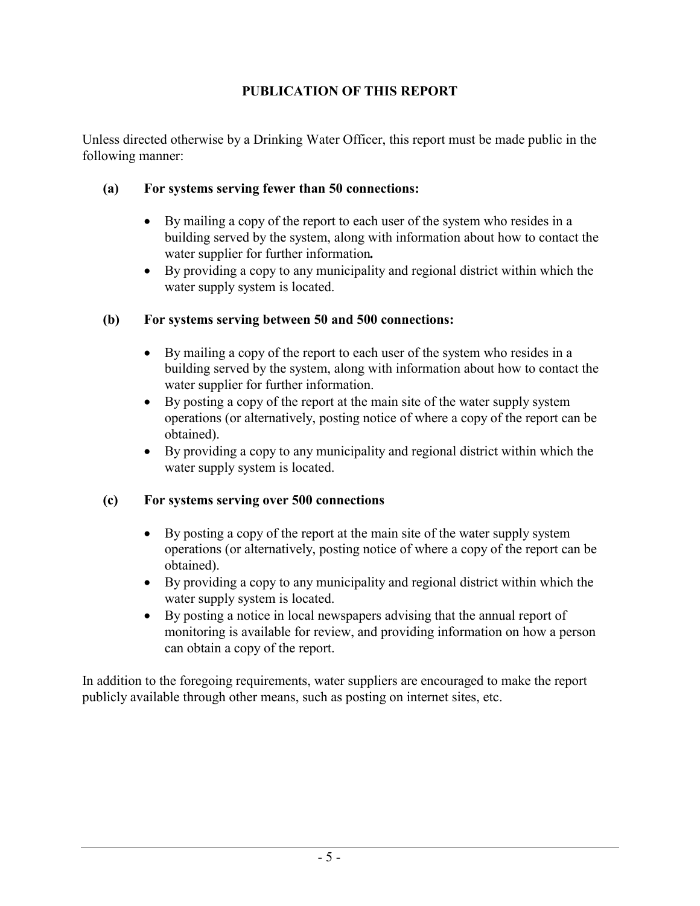## PUBLICATION OF THIS REPORT

Unless directed otherwise by a Drinking Water Officer, this report must be made public in the following manner:

**(a) For systems serving fewer than 50 connections:**

- By mailing a copy of the report to each user of the system who resides in a building served by the system, along with information about how to contact the water supplier for further information**.**
- By providing a copy to any municipality and regional district within which the water supply system is located.

**(b) For systems serving between 50 and 500 connections:**

- By mailing a copy of the report to each user of the system who resides in a building served by the system, along with information about how to contact the water supplier for further information.
- By posting a copy of the report at the main site of the water supply system operations (or alternatively, posting notice of where a copy of the report can be obtained).
- By providing a copy to any municipality and regional district within which the water supply system is located.

**(c) For systems serving over 500 connections**

- By posting a copy of the report at the main site of the water supply system operations (or alternatively, posting notice of where a copy of the report can be obtained).
- By providing a copy to any municipality and regional district within which the water supply system is located.
- By posting a notice in local newspapers advising that the annual report of monitoring is available for review, and providing information on how a person can obtain a copy of the report.

In addition to the foregoing requirements, water suppliers are encouraged to make the report publicly available through other means, such as posting on internet sites, etc.